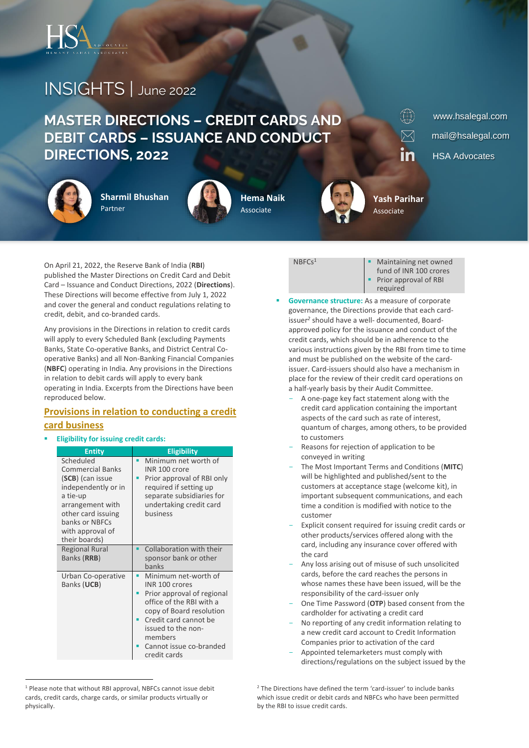INSIGHTS | June 2022

# MASTER DIRECTIONS – CREDIT CARDS AND DEBIT CARDS – ISSUANCE AND CONDUCT DIRECTIONS, 2022

www.hsalegal.com
mail@hsalegal.com
HSA Advocates

**Sharmil Bhushan**
Partner

**Hema Naik**
Associate

**Yash Parihar**
Associate

On April 21, 2022, the Reserve Bank of India (**RBI**) published the Master Directions on Credit Card and Debit Card – Issuance and Conduct Directions, 2022 (**Directions**). These Directions will become effective from July 1, 2022 and cover the general and conduct regulations relating to credit, debit, and co-branded cards.

Any provisions in the Directions in relation to credit cards will apply to every Scheduled Bank (excluding Payments Banks, State Co-operative Banks, and District Central Co-operative Banks) and all Non-Banking Financial Companies (**NBFC**) operating in India. Any provisions in the Directions in relation to debit cards will apply to every bank operating in India. Excerpts from the Directions have been reproduced below.

## Provisions in relation to conducting a credit card business

- **Eligibility for issuing credit cards:**

| Entity | Eligibility |
|---|---|
| Scheduled Commercial Banks (**SCB**) (can issue independently or in a tie-up arrangement with other card issuing banks or NBFCs with approval of their boards) | ▪ Minimum net worth of INR 100 crore<br>▪ Prior approval of RBI only required if setting up separate subsidiaries for undertaking credit card business |
| Regional Rural Banks (**RRB**) | ▪ Collaboration with their sponsor bank or other banks |
| Urban Co-operative Banks (**UCB**) | ▪ Minimum net-worth of INR 100 crores<br>▪ Prior approval of regional office of the RBI with a copy of Board resolution<br>▪ Credit card cannot be issued to the non-members<br>▪ Cannot issue co-branded credit cards |
| NBFCs[1] | ▪ Maintaining net owned fund of INR 100 crores<br>▪ Prior approval of RBI required |

- **Governance structure:** As a measure of corporate governance, the Directions provide that each card-issuer[2] should have a well- documented, Board-approved policy for the issuance and conduct of the credit cards, which should be in adherence to the various instructions given by the RBI from time to time and must be published on the website of the card-issuer. Card-issuers should also have a mechanism in place for the review of their credit card operations on a half-yearly basis by their Audit Committee.
  - A one-page key fact statement along with the credit card application containing the important aspects of the card such as rate of interest, quantum of charges, among others, to be provided to customers
  - Reasons for rejection of application to be conveyed in writing
  - The Most Important Terms and Conditions (**MITC**) will be highlighted and published/sent to the customers at acceptance stage (welcome kit), in important subsequent communications, and each time a condition is modified with notice to the customer
  - Explicit consent required for issuing credit cards or other products/services offered along with the card, including any insurance cover offered with the card
  - Any loss arising out of misuse of such unsolicited cards, before the card reaches the persons in whose names these have been issued, will be the responsibility of the card-issuer only
  - One Time Password (**OTP**) based consent from the cardholder for activating a credit card
  - No reporting of any credit information relating to a new credit card account to Credit Information Companies prior to activation of the card
  - Appointed telemarketers must comply with directions/regulations on the subject issued by the

[1] Please note that without RBI approval, NBFCs cannot issue debit cards, credit cards, charge cards, or similar products virtually or physically.

[2] The Directions have defined the term 'card-issuer' to include banks which issue credit or debit cards and NBFCs who have been permitted by the RBI to issue credit cards.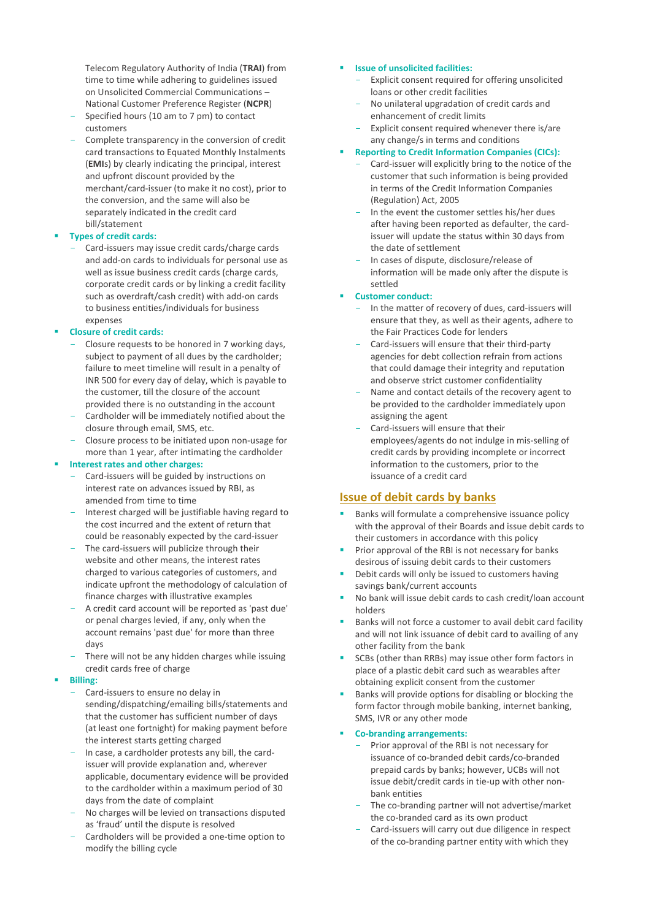Telecom Regulatory Authority of India (**TRAI**) from time to time while adhering to guidelines issued on Unsolicited Commercial Communications – National Customer Preference Register (**NCPR**)
  - Specified hours (10 am to 7 pm) to contact customers
  - Complete transparency in the conversion of credit card transactions to Equated Monthly Instalments (**EMI**s) by clearly indicating the principal, interest and upfront discount provided by the merchant/card-issuer (to make it no cost), prior to the conversion, and the same will also be separately indicated in the credit card bill/statement

- **Types of credit cards:**
  - Card-issuers may issue credit cards/charge cards and add-on cards to individuals for personal use as well as issue business credit cards (charge cards, corporate credit cards or by linking a credit facility such as overdraft/cash credit) with add-on cards to business entities/individuals for business expenses
- **Closure of credit cards:**
  - Closure requests to be honored in 7 working days, subject to payment of all dues by the cardholder; failure to meet timeline will result in a penalty of INR 500 for every day of delay, which is payable to the customer, till the closure of the account provided there is no outstanding in the account
  - Cardholder will be immediately notified about the closure through email, SMS, etc.
  - Closure process to be initiated upon non-usage for more than 1 year, after intimating the cardholder
- **Interest rates and other charges:**
  - Card-issuers will be guided by instructions on interest rate on advances issued by RBI, as amended from time to time
  - Interest charged will be justifiable having regard to the cost incurred and the extent of return that could be reasonably expected by the card-issuer
  - The card-issuers will publicize through their website and other means, the interest rates charged to various categories of customers, and indicate upfront the methodology of calculation of finance charges with illustrative examples
  - A credit card account will be reported as 'past due' or penal charges levied, if any, only when the account remains 'past due' for more than three days
  - There will not be any hidden charges while issuing credit cards free of charge
- **Billing:**
  - Card-issuers to ensure no delay in sending/dispatching/emailing bills/statements and that the customer has sufficient number of days (at least one fortnight) for making payment before the interest starts getting charged
  - In case, a cardholder protests any bill, the card-issuer will provide explanation and, wherever applicable, documentary evidence will be provided to the cardholder within a maximum period of 30 days from the date of complaint
  - No charges will be levied on transactions disputed as 'fraud' until the dispute is resolved
  - Cardholders will be provided a one-time option to modify the billing cycle
- **Issue of unsolicited facilities:**
  - Explicit consent required for offering unsolicited loans or other credit facilities
  - No unilateral upgradation of credit cards and enhancement of credit limits
  - Explicit consent required whenever there is/are any change/s in terms and conditions
- **Reporting to Credit Information Companies (CICs):**
  - Card-issuer will explicitly bring to the notice of the customer that such information is being provided in terms of the Credit Information Companies (Regulation) Act, 2005
  - In the event the customer settles his/her dues after having been reported as defaulter, the card-issuer will update the status within 30 days from the date of settlement
  - In cases of dispute, disclosure/release of information will be made only after the dispute is settled
- **Customer conduct:**
  - In the matter of recovery of dues, card-issuers will ensure that they, as well as their agents, adhere to the Fair Practices Code for lenders
  - Card-issuers will ensure that their third-party agencies for debt collection refrain from actions that could damage their integrity and reputation and observe strict customer confidentiality
  - Name and contact details of the recovery agent to be provided to the cardholder immediately upon assigning the agent
  - Card-issuers will ensure that their employees/agents do not indulge in mis-selling of credit cards by providing incomplete or incorrect information to the customers, prior to the issuance of a credit card

## Issue of debit cards by banks

- Banks will formulate a comprehensive issuance policy with the approval of their Boards and issue debit cards to their customers in accordance with this policy
- Prior approval of the RBI is not necessary for banks desirous of issuing debit cards to their customers
- Debit cards will only be issued to customers having savings bank/current accounts
- No bank will issue debit cards to cash credit/loan account holders
- Banks will not force a customer to avail debit card facility and will not link issuance of debit card to availing of any other facility from the bank
- SCBs (other than RRBs) may issue other form factors in place of a plastic debit card such as wearables after obtaining explicit consent from the customer
- Banks will provide options for disabling or blocking the form factor through mobile banking, internet banking, SMS, IVR or any other mode
- **Co-branding arrangements:**
  - Prior approval of the RBI is not necessary for issuance of co-branded debit cards/co-branded prepaid cards by banks; however, UCBs will not issue debit/credit cards in tie-up with other non-bank entities
  - The co-branding partner will not advertise/market the co-branded card as its own product
  - Card-issuers will carry out due diligence in respect of the co-branding partner entity with which they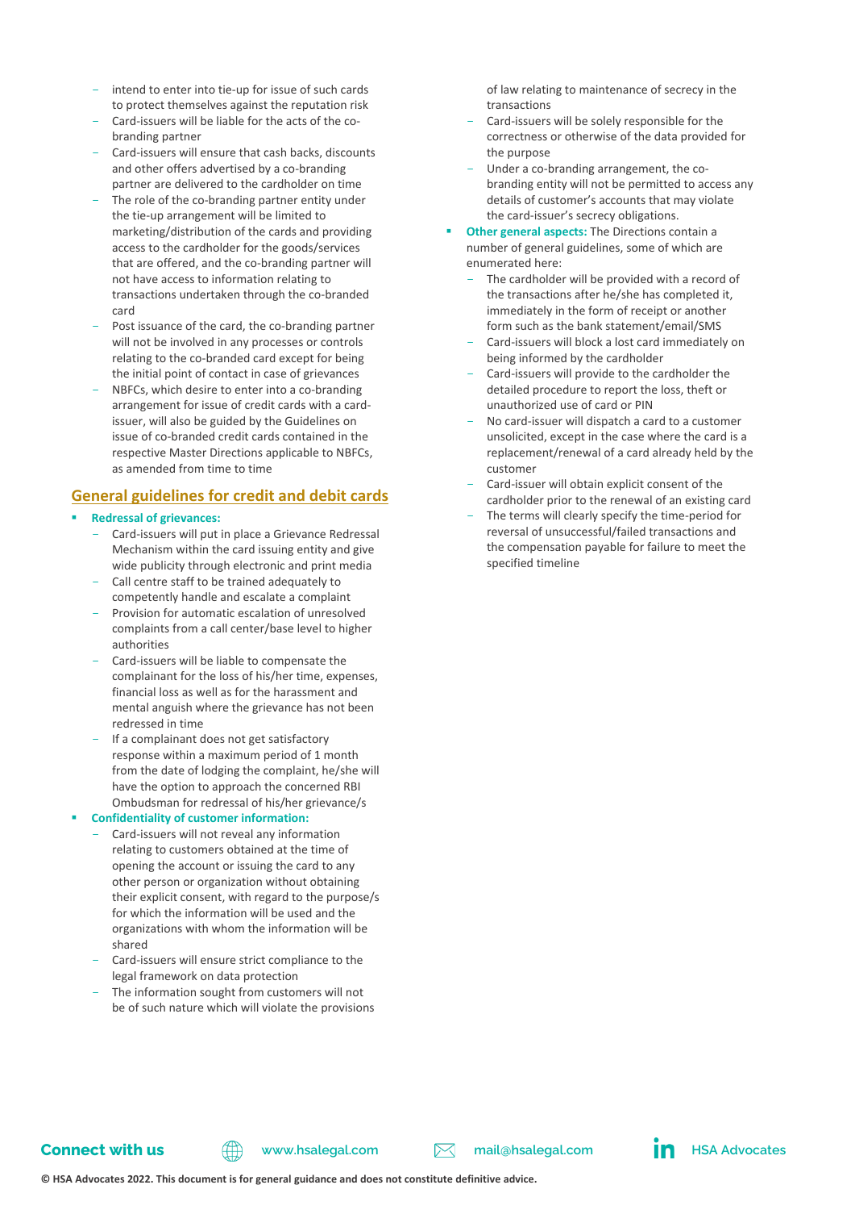- intend to enter into tie-up for issue of such cards to protect themselves against the reputation risk
- Card-issuers will be liable for the acts of the co-branding partner
- Card-issuers will ensure that cash backs, discounts and other offers advertised by a co-branding partner are delivered to the cardholder on time
- The role of the co-branding partner entity under the tie-up arrangement will be limited to marketing/distribution of the cards and providing access to the cardholder for the goods/services that are offered, and the co-branding partner will not have access to information relating to transactions undertaken through the co-branded card
- Post issuance of the card, the co-branding partner will not be involved in any processes or controls relating to the co-branded card except for being the initial point of contact in case of grievances
- NBFCs, which desire to enter into a co-branding arrangement for issue of credit cards with a card-issuer, will also be guided by the Guidelines on issue of co-branded credit cards contained in the respective Master Directions applicable to NBFCs, as amended from time to time

## General guidelines for credit and debit cards

- **Redressal of grievances:**
  - Card-issuers will put in place a Grievance Redressal Mechanism within the card issuing entity and give wide publicity through electronic and print media
  - Call centre staff to be trained adequately to competently handle and escalate a complaint
  - Provision for automatic escalation of unresolved complaints from a call center/base level to higher authorities
  - Card-issuers will be liable to compensate the complainant for the loss of his/her time, expenses, financial loss as well as for the harassment and mental anguish where the grievance has not been redressed in time
  - If a complainant does not get satisfactory response within a maximum period of 1 month from the date of lodging the complaint, he/she will have the option to approach the concerned RBI Ombudsman for redressal of his/her grievance/s
- **Confidentiality of customer information:**
  - Card-issuers will not reveal any information relating to customers obtained at the time of opening the account or issuing the card to any other person or organization without obtaining their explicit consent, with regard to the purpose/s for which the information will be used and the organizations with whom the information will be shared
  - Card-issuers will ensure strict compliance to the legal framework on data protection
  - The information sought from customers will not be of such nature which will violate the provisions of law relating to maintenance of secrecy in the transactions
  - Card-issuers will be solely responsible for the correctness or otherwise of the data provided for the purpose
  - Under a co-branding arrangement, the co-branding entity will not be permitted to access any details of customer's accounts that may violate the card-issuer's secrecy obligations.
- **Other general aspects:** The Directions contain a number of general guidelines, some of which are enumerated here:
  - The cardholder will be provided with a record of the transactions after he/she has completed it, immediately in the form of receipt or another form such as the bank statement/email/SMS
  - Card-issuers will block a lost card immediately on being informed by the cardholder
  - Card-issuers will provide to the cardholder the detailed procedure to report the loss, theft or unauthorized use of card or PIN
  - No card-issuer will dispatch a card to a customer unsolicited, except in the case where the card is a replacement/renewal of a card already held by the customer
  - Card-issuer will obtain explicit consent of the cardholder prior to the renewal of an existing card
  - The terms will clearly specify the time-period for reversal of unsuccessful/failed transactions and the compensation payable for failure to meet the specified timeline

Connect with us www.hsalegal.com mail@hsalegal.com HSA Advocates

**© HSA Advocates 2022. This document is for general guidance and does not constitute definitive advice.**